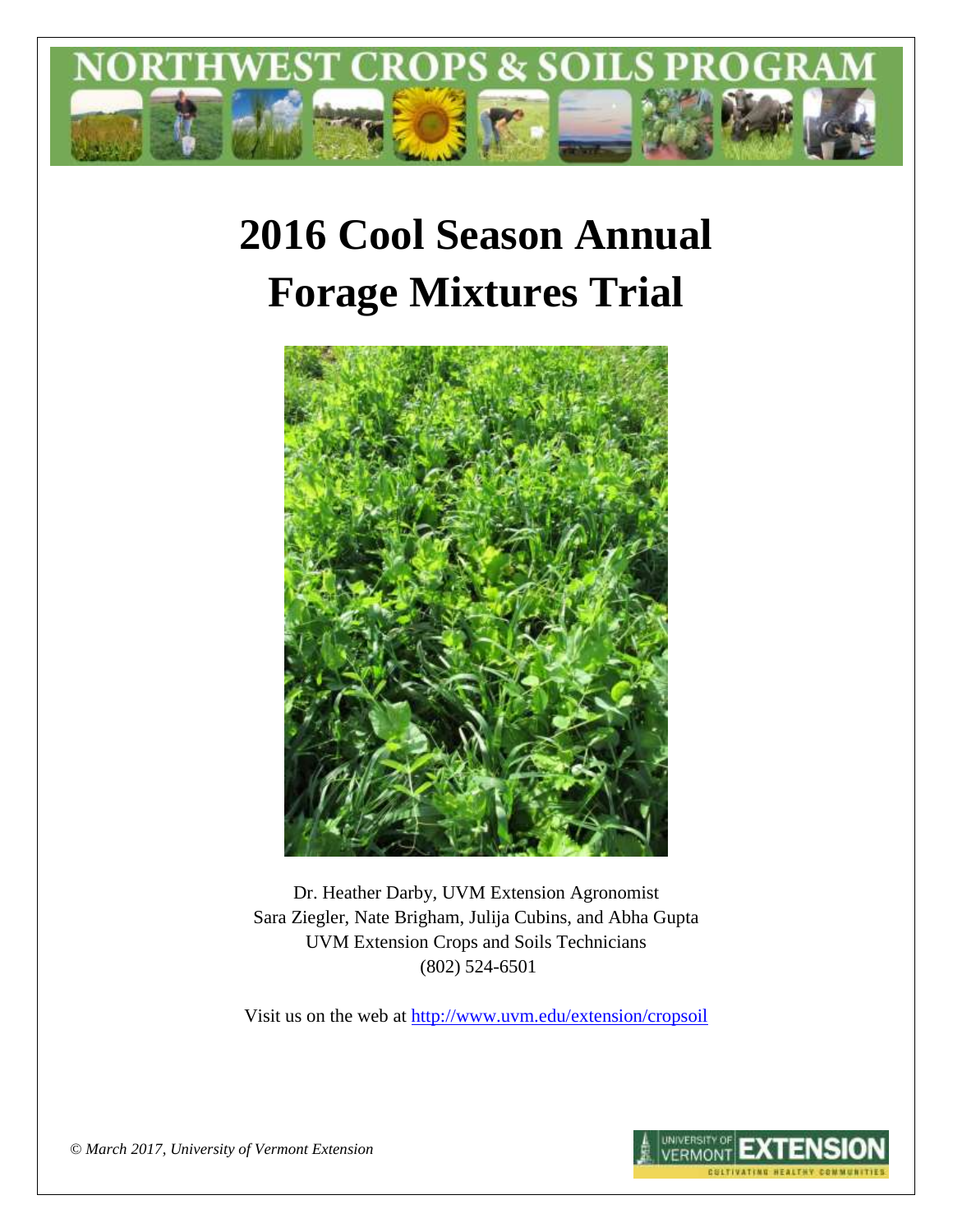NORTHWEST CROPS & SOILS PROGRAM

# 2016 Cool Season Annual Forage Mixtures Trial

Dr. Heather Darby, UVM Extension Agronomist
Sara Ziegler, Nate Brigham, Julija Cubins, and Abha Gupta
UVM Extension Crops and Soils Technicians
(802) 524-6501

Visit us on the web at http://www.uvm.edu/extension/cropsoil

*© March 2017, University of Vermont Extension*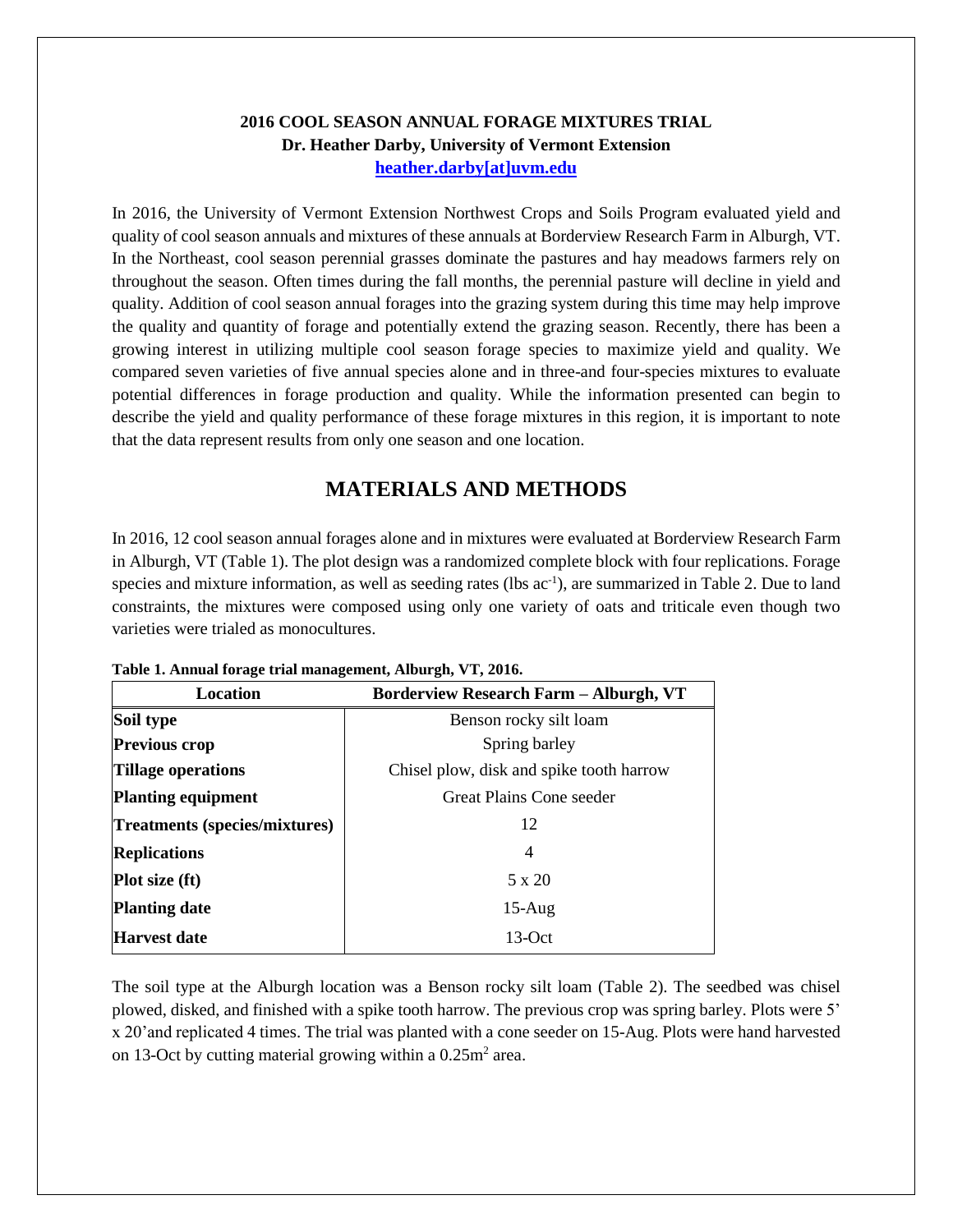**2016 COOL SEASON ANNUAL FORAGE MIXTURES TRIAL**
**Dr. Heather Darby, University of Vermont Extension**
**heather.darby[at]uvm.edu**

In 2016, the University of Vermont Extension Northwest Crops and Soils Program evaluated yield and quality of cool season annuals and mixtures of these annuals at Borderview Research Farm in Alburgh, VT. In the Northeast, cool season perennial grasses dominate the pastures and hay meadows farmers rely on throughout the season. Often times during the fall months, the perennial pasture will decline in yield and quality. Addition of cool season annual forages into the grazing system during this time may help improve the quality and quantity of forage and potentially extend the grazing season. Recently, there has been a growing interest in utilizing multiple cool season forage species to maximize yield and quality. We compared seven varieties of five annual species alone and in three-and four-species mixtures to evaluate potential differences in forage production and quality. While the information presented can begin to describe the yield and quality performance of these forage mixtures in this region, it is important to note that the data represent results from only one season and one location.

## MATERIALS AND METHODS

In 2016, 12 cool season annual forages alone and in mixtures were evaluated at Borderview Research Farm in Alburgh, VT (Table 1). The plot design was a randomized complete block with four replications. Forage species and mixture information, as well as seeding rates (lbs $ac^{-1}$), are summarized in Table 2. Due to land constraints, the mixtures were composed using only one variety of oats and triticale even though two varieties were trialed as monocultures.

**Table 1. Annual forage trial management, Alburgh, VT, 2016.**

| Location | Borderview Research Farm – Alburgh, VT |
|---|---|
| **Soil type** | Benson rocky silt loam |
| **Previous crop** | Spring barley |
| **Tillage operations** | Chisel plow, disk and spike tooth harrow |
| **Planting equipment** | Great Plains Cone seeder |
| **Treatments (species/mixtures)** | 12 |
| **Replications** | 4 |
| **Plot size (ft)** | 5 x 20 |
| **Planting date** | 15-Aug |
| **Harvest date** | 13-Oct |

The soil type at the Alburgh location was a Benson rocky silt loam (Table 2). The seedbed was chisel plowed, disked, and finished with a spike tooth harrow. The previous crop was spring barley. Plots were 5' x 20'and replicated 4 times. The trial was planted with a cone seeder on 15-Aug. Plots were hand harvested on 13-Oct by cutting material growing within a $0.25m^2$ area.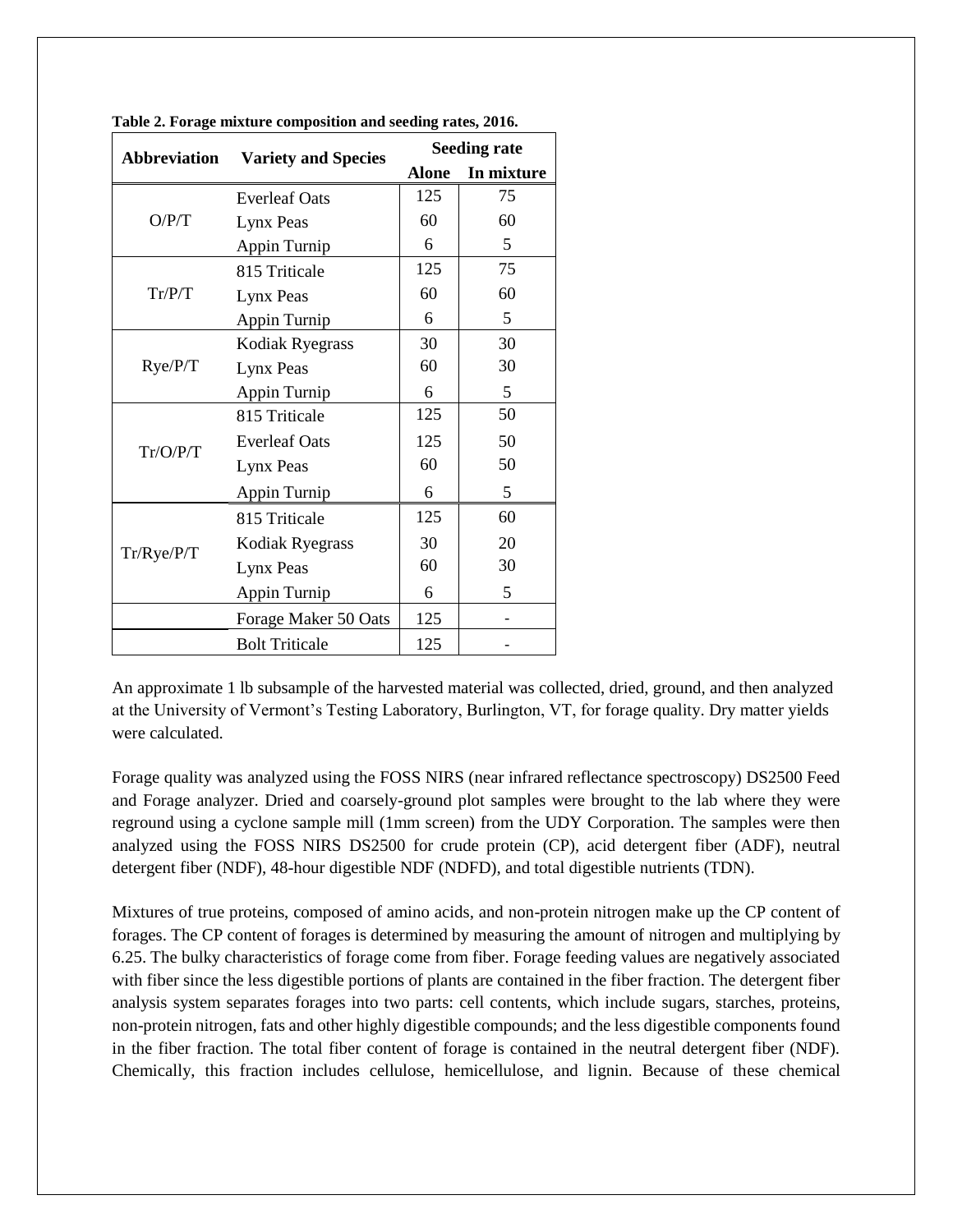**Table 2. Forage mixture composition and seeding rates, 2016.**

| Abbreviation | Variety and Species | Seeding rate | |
|---|---|---|---|
| | | Alone | In mixture |
| O/P/T | Everleaf Oats | 125 | 75 |
| | Lynx Peas | 60 | 60 |
| | Appin Turnip | 6 | 5 |
| Tr/P/T | 815 Triticale | 125 | 75 |
| | Lynx Peas | 60 | 60 |
| | Appin Turnip | 6 | 5 |
| Rye/P/T | Kodiak Ryegrass | 30 | 30 |
| | Lynx Peas | 60 | 30 |
| | Appin Turnip | 6 | 5 |
| Tr/O/P/T | 815 Triticale | 125 | 50 |
| | Everleaf Oats | 125 | 50 |
| | Lynx Peas | 60 | 50 |
| | Appin Turnip | 6 | 5 |
| Tr/Rye/P/T | 815 Triticale | 125 | 60 |
| | Kodiak Ryegrass | 30 | 20 |
| | Lynx Peas | 60 | 30 |
| | Appin Turnip | 6 | 5 |
| | Forage Maker 50 Oats | 125 | - |
| | Bolt Triticale | 125 | - |

An approximate 1 lb subsample of the harvested material was collected, dried, ground, and then analyzed at the University of Vermont's Testing Laboratory, Burlington, VT, for forage quality. Dry matter yields were calculated.

Forage quality was analyzed using the FOSS NIRS (near infrared reflectance spectroscopy) DS2500 Feed and Forage analyzer. Dried and coarsely-ground plot samples were brought to the lab where they were reground using a cyclone sample mill (1mm screen) from the UDY Corporation. The samples were then analyzed using the FOSS NIRS DS2500 for crude protein (CP), acid detergent fiber (ADF), neutral detergent fiber (NDF), 48-hour digestible NDF (NDFD), and total digestible nutrients (TDN).

Mixtures of true proteins, composed of amino acids, and non-protein nitrogen make up the CP content of forages. The CP content of forages is determined by measuring the amount of nitrogen and multiplying by 6.25. The bulky characteristics of forage come from fiber. Forage feeding values are negatively associated with fiber since the less digestible portions of plants are contained in the fiber fraction. The detergent fiber analysis system separates forages into two parts: cell contents, which include sugars, starches, proteins, non-protein nitrogen, fats and other highly digestible compounds; and the less digestible components found in the fiber fraction. The total fiber content of forage is contained in the neutral detergent fiber (NDF). Chemically, this fraction includes cellulose, hemicellulose, and lignin. Because of these chemical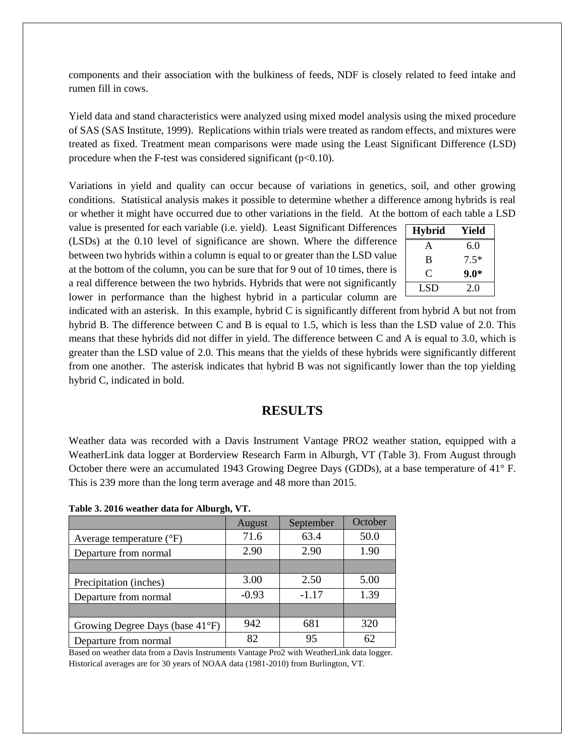components and their association with the bulkiness of feeds, NDF is closely related to feed intake and rumen fill in cows.

Yield data and stand characteristics were analyzed using mixed model analysis using the mixed procedure of SAS (SAS Institute, 1999). Replications within trials were treated as random effects, and mixtures were treated as fixed. Treatment mean comparisons were made using the Least Significant Difference (LSD) procedure when the F-test was considered significant ($p<0.10$).

Variations in yield and quality can occur because of variations in genetics, soil, and other growing conditions. Statistical analysis makes it possible to determine whether a difference among hybrids is real or whether it might have occurred due to other variations in the field. At the bottom of each table a LSD value is presented for each variable (i.e. yield). Least Significant Differences (LSDs) at the 0.10 level of significance are shown. Where the difference between two hybrids within a column is equal to or greater than the LSD value at the bottom of the column, you can be sure that for 9 out of 10 times, there is a real difference between the two hybrids. Hybrids that were not significantly lower in performance than the highest hybrid in a particular column are indicated with an asterisk. In this example, hybrid C is significantly different from hybrid A but not from hybrid B. The difference between C and B is equal to 1.5, which is less than the LSD value of 2.0. This means that these hybrids did not differ in yield. The difference between C and A is equal to 3.0, which is greater than the LSD value of 2.0. This means that the yields of these hybrids were significantly different from one another. The asterisk indicates that hybrid B was not significantly lower than the top yielding hybrid C, indicated in bold.

| Hybrid | Yield |
|---|---|
| A | 6.0 |
| B | 7.5* |
| C | **9.0*** |
| LSD | 2.0 |

## RESULTS

Weather data was recorded with a Davis Instrument Vantage PRO2 weather station, equipped with a WeatherLink data logger at Borderview Research Farm in Alburgh, VT (Table 3). From August through October there were an accumulated 1943 Growing Degree Days (GDDs), at a base temperature of 41° F. This is 239 more than the long term average and 48 more than 2015.

**Table 3. 2016 weather data for Alburgh, VT.**

| | August | September | October |
|---|---|---|---|
| Average temperature (°F) | 71.6 | 63.4 | 50.0 |
| Departure from normal | 2.90 | 2.90 | 1.90 |
| | | | |
| Precipitation (inches) | 3.00 | 2.50 | 5.00 |
| Departure from normal | -0.93 | -1.17 | 1.39 |
| | | | |
| Growing Degree Days (base 41°F) | 942 | 681 | 320 |
| Departure from normal | 82 | 95 | 62 |

Based on weather data from a Davis Instruments Vantage Pro2 with WeatherLink data logger.
Historical averages are for 30 years of NOAA data (1981-2010) from Burlington, VT.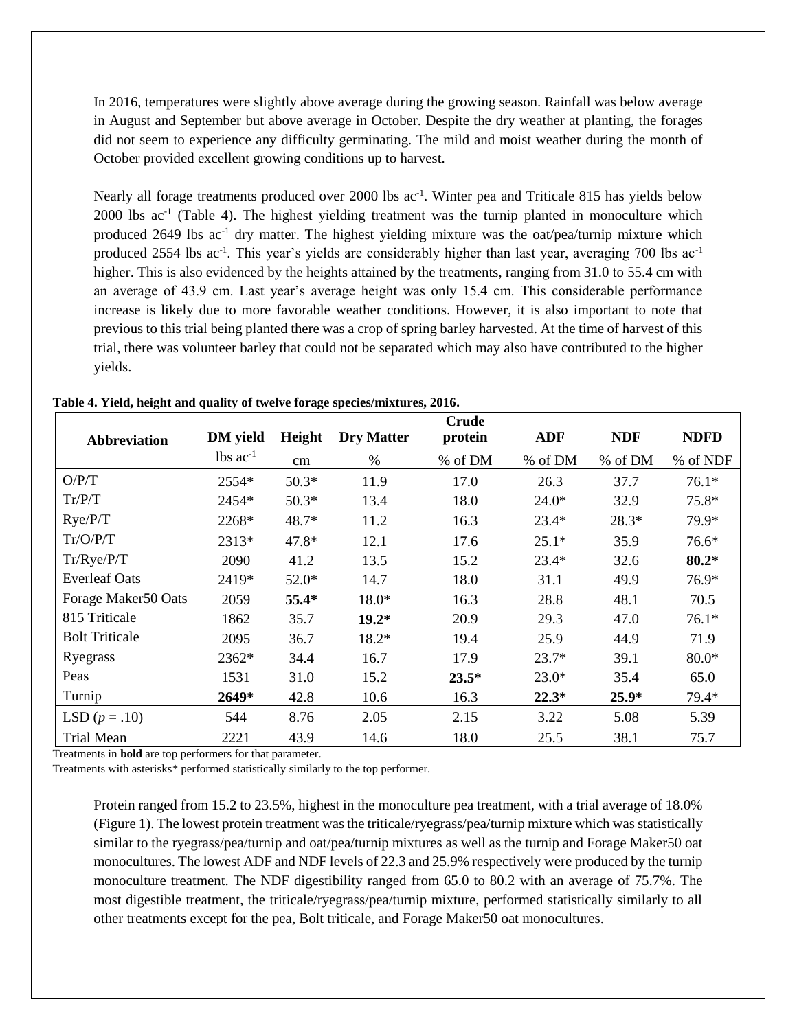In 2016, temperatures were slightly above average during the growing season. Rainfall was below average in August and September but above average in October. Despite the dry weather at planting, the forages did not seem to experience any difficulty germinating. The mild and moist weather during the month of October provided excellent growing conditions up to harvest.

Nearly all forage treatments produced over 2000 lbs $ac^{-1}$. Winter pea and Triticale 815 has yields below 2000 lbs $ac^{-1}$ (Table 4). The highest yielding treatment was the turnip planted in monoculture which produced 2649 lbs $ac^{-1}$ dry matter. The highest yielding mixture was the oat/pea/turnip mixture which produced 2554 lbs $ac^{-1}$. This year's yields are considerably higher than last year, averaging 700 lbs $ac^{-1}$ higher. This is also evidenced by the heights attained by the treatments, ranging from 31.0 to 55.4 cm with an average of 43.9 cm. Last year's average height was only 15.4 cm. This considerable performance increase is likely due to more favorable weather conditions. However, it is also important to note that previous to this trial being planted there was a crop of spring barley harvested. At the time of harvest of this trial, there was volunteer barley that could not be separated which may also have contributed to the higher yields.

**Table 4. Yield, height and quality of twelve forage species/mixtures, 2016.**

| Abbreviation | DM yield | Height | Dry Matter | Crude protein | ADF | NDF | NDFD |
|---|---|---|---|---|---|---|---|
| | lbs $ac^{-1}$ | cm | % | % of DM | % of DM | % of DM | % of NDF |
| O/P/T | 2554* | 50.3* | 11.9 | 17.0 | 26.3 | 37.7 | 76.1* |
| Tr/P/T | 2454* | 50.3* | 13.4 | 18.0 | 24.0* | 32.9 | 75.8* |
| Rye/P/T | 2268* | 48.7* | 11.2 | 16.3 | 23.4* | 28.3* | 79.9* |
| Tr/O/P/T | 2313* | 47.8* | 12.1 | 17.6 | 25.1* | 35.9 | 76.6* |
| Tr/Rye/P/T | 2090 | 41.2 | 13.5 | 15.2 | 23.4* | 32.6 | **80.2*** |
| Everleaf Oats | 2419* | 52.0* | 14.7 | 18.0 | 31.1 | 49.9 | 76.9* |
| Forage Maker50 Oats | 2059 | **55.4*** | 18.0* | 16.3 | 28.8 | 48.1 | 70.5 |
| 815 Triticale | 1862 | 35.7 | **19.2*** | 20.9 | 29.3 | 47.0 | 76.1* |
| Bolt Triticale | 2095 | 36.7 | 18.2* | 19.4 | 25.9 | 44.9 | 71.9 |
| Ryegrass | 2362* | 34.4 | 16.7 | 17.9 | 23.7* | 39.1 | 80.0* |
| Peas | 1531 | 31.0 | 15.2 | **23.5*** | 23.0* | 35.4 | 65.0 |
| Turnip | **2649*** | 42.8 | 10.6 | 16.3 | **22.3*** | **25.9*** | 79.4* |
| LSD ($p$ = .10) | 544 | 8.76 | 2.05 | 2.15 | 3.22 | 5.08 | 5.39 |
| Trial Mean | 2221 | 43.9 | 14.6 | 18.0 | 25.5 | 38.1 | 75.7 |

Treatments in **bold** are top performers for that parameter.

Treatments with asterisks* performed statistically similarly to the top performer.

Protein ranged from 15.2 to 23.5%, highest in the monoculture pea treatment, with a trial average of 18.0% (Figure 1). The lowest protein treatment was the triticale/ryegrass/pea/turnip mixture which was statistically similar to the ryegrass/pea/turnip and oat/pea/turnip mixtures as well as the turnip and Forage Maker50 oat monocultures. The lowest ADF and NDF levels of 22.3 and 25.9% respectively were produced by the turnip monoculture treatment. The NDF digestibility ranged from 65.0 to 80.2 with an average of 75.7%. The most digestible treatment, the triticale/ryegrass/pea/turnip mixture, performed statistically similarly to all other treatments except for the pea, Bolt triticale, and Forage Maker50 oat monocultures.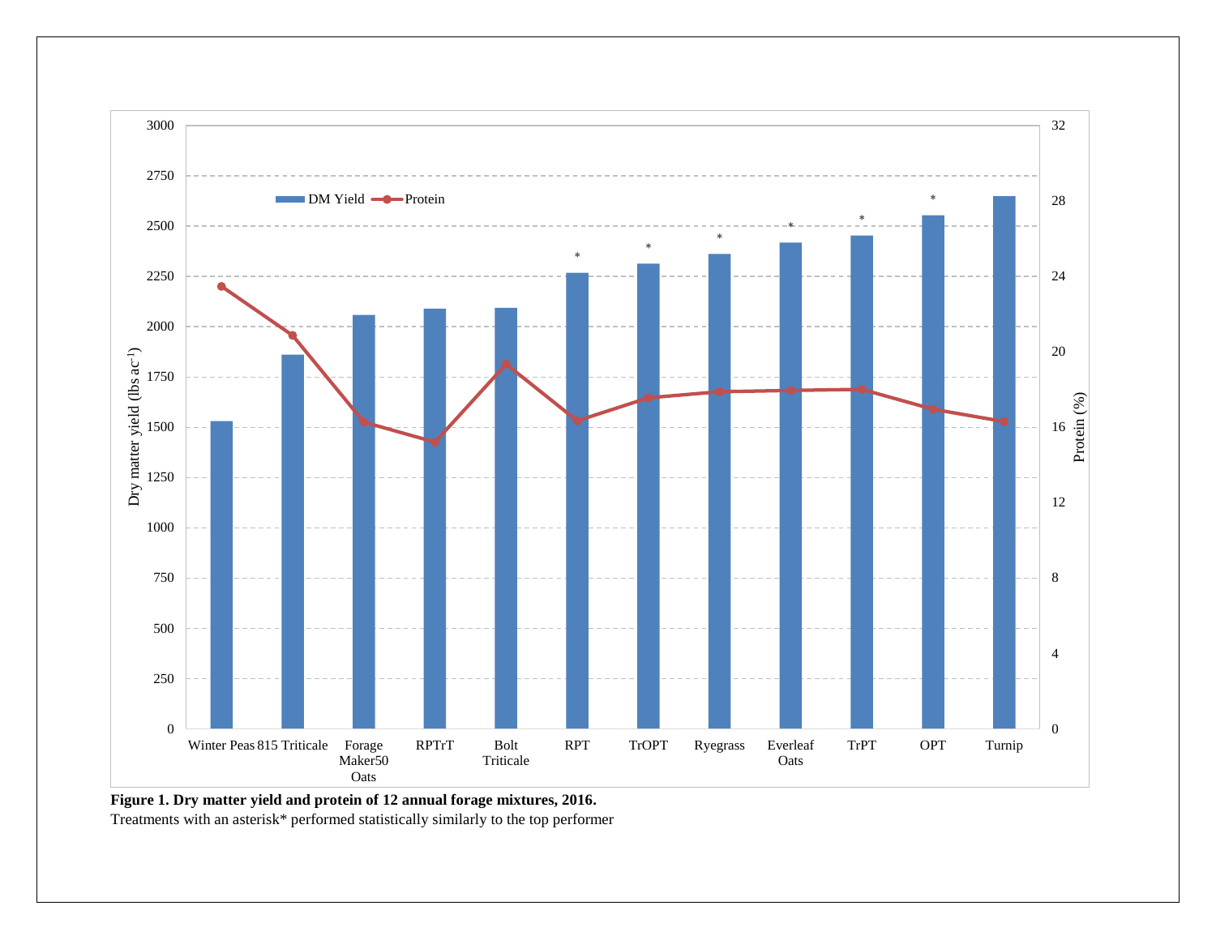**Figure 1. Dry matter yield and protein of 12 annual forage mixtures, 2016.**

Treatments with an asterisk* performed statistically similarly to the top performer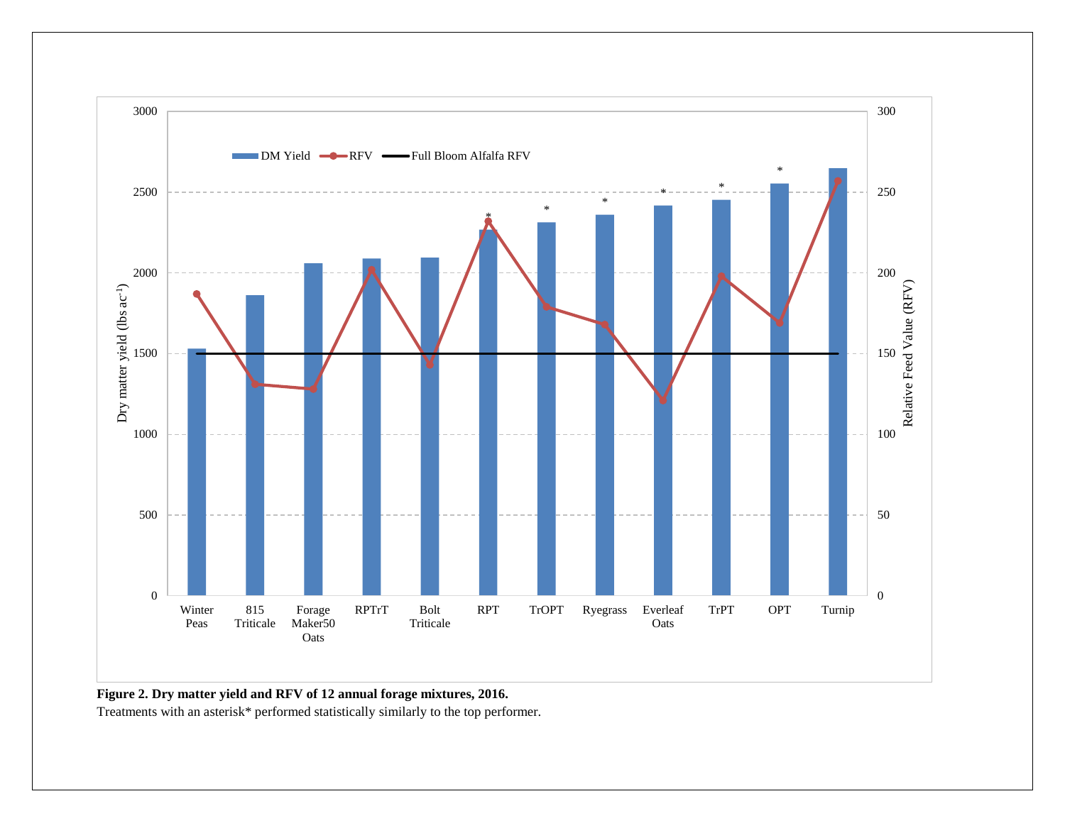**Figure 2. Dry matter yield and RFV of 12 annual forage mixtures, 2016.**

Treatments with an asterisk* performed statistically similarly to the top performer.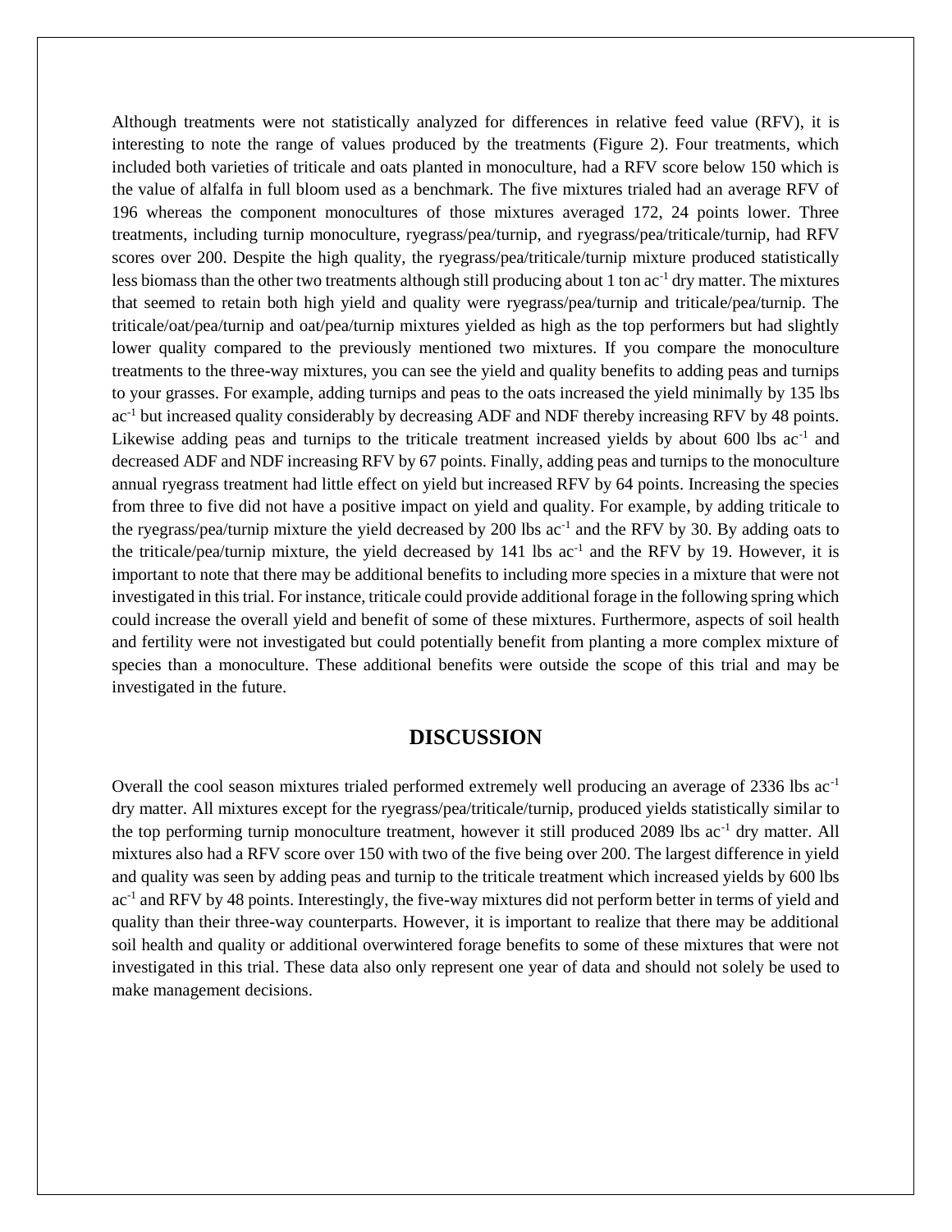Although treatments were not statistically analyzed for differences in relative feed value (RFV), it is interesting to note the range of values produced by the treatments (Figure 2). Four treatments, which included both varieties of triticale and oats planted in monoculture, had a RFV score below 150 which is the value of alfalfa in full bloom used as a benchmark. The five mixtures trialed had an average RFV of 196 whereas the component monocultures of those mixtures averaged 172, 24 points lower. Three treatments, including turnip monoculture, ryegrass/pea/turnip, and ryegrass/pea/triticale/turnip, had RFV scores over 200. Despite the high quality, the ryegrass/pea/triticale/turnip mixture produced statistically less biomass than the other two treatments although still producing about 1 ton ac$^{-1}$ dry matter. The mixtures that seemed to retain both high yield and quality were ryegrass/pea/turnip and triticale/pea/turnip. The triticale/oat/pea/turnip and oat/pea/turnip mixtures yielded as high as the top performers but had slightly lower quality compared to the previously mentioned two mixtures. If you compare the monoculture treatments to the three-way mixtures, you can see the yield and quality benefits to adding peas and turnips to your grasses. For example, adding turnips and peas to the oats increased the yield minimally by 135 lbs ac$^{-1}$ but increased quality considerably by decreasing ADF and NDF thereby increasing RFV by 48 points. Likewise adding peas and turnips to the triticale treatment increased yields by about 600 lbs ac$^{-1}$ and decreased ADF and NDF increasing RFV by 67 points. Finally, adding peas and turnips to the monoculture annual ryegrass treatment had little effect on yield but increased RFV by 64 points. Increasing the species from three to five did not have a positive impact on yield and quality. For example, by adding triticale to the ryegrass/pea/turnip mixture the yield decreased by 200 lbs ac$^{-1}$ and the RFV by 30. By adding oats to the triticale/pea/turnip mixture, the yield decreased by 141 lbs ac$^{-1}$ and the RFV by 19. However, it is important to note that there may be additional benefits to including more species in a mixture that were not investigated in this trial. For instance, triticale could provide additional forage in the following spring which could increase the overall yield and benefit of some of these mixtures. Furthermore, aspects of soil health and fertility were not investigated but could potentially benefit from planting a more complex mixture of species than a monoculture. These additional benefits were outside the scope of this trial and may be investigated in the future.

## DISCUSSION

Overall the cool season mixtures trialed performed extremely well producing an average of 2336 lbs ac$^{-1}$ dry matter. All mixtures except for the ryegrass/pea/triticale/turnip, produced yields statistically similar to the top performing turnip monoculture treatment, however it still produced 2089 lbs ac$^{-1}$ dry matter. All mixtures also had a RFV score over 150 with two of the five being over 200. The largest difference in yield and quality was seen by adding peas and turnip to the triticale treatment which increased yields by 600 lbs ac$^{-1}$ and RFV by 48 points. Interestingly, the five-way mixtures did not perform better in terms of yield and quality than their three-way counterparts. However, it is important to realize that there may be additional soil health and quality or additional overwintered forage benefits to some of these mixtures that were not investigated in this trial. These data also only represent one year of data and should not solely be used to make management decisions.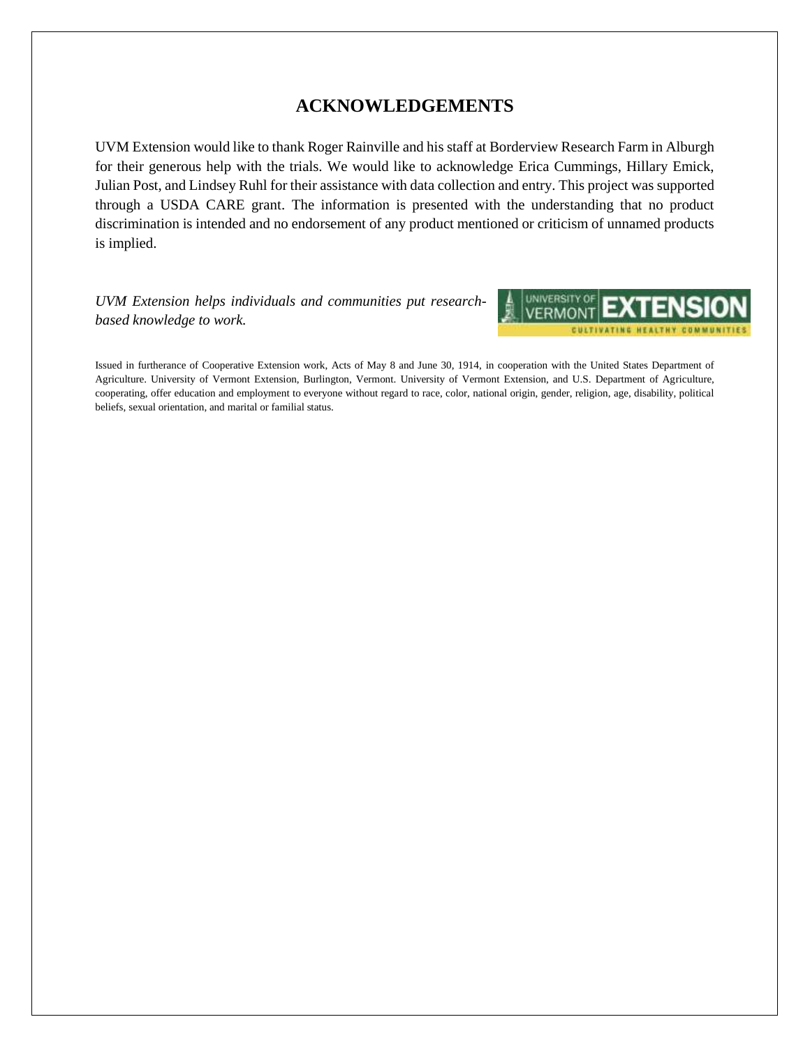## ACKNOWLEDGEMENTS

UVM Extension would like to thank Roger Rainville and his staff at Borderview Research Farm in Alburgh for their generous help with the trials. We would like to acknowledge Erica Cummings, Hillary Emick, Julian Post, and Lindsey Ruhl for their assistance with data collection and entry. This project was supported through a USDA CARE grant. The information is presented with the understanding that no product discrimination is intended and no endorsement of any product mentioned or criticism of unnamed products is implied.

*UVM Extension helps individuals and communities put research-based knowledge to work.*

UNIVERSITY OF VERMONT EXTENSION
CULTIVATING HEALTHY COMMUNITIES

Issued in furtherance of Cooperative Extension work, Acts of May 8 and June 30, 1914, in cooperation with the United States Department of Agriculture. University of Vermont Extension, Burlington, Vermont. University of Vermont Extension, and U.S. Department of Agriculture, cooperating, offer education and employment to everyone without regard to race, color, national origin, gender, religion, age, disability, political beliefs, sexual orientation, and marital or familial status.